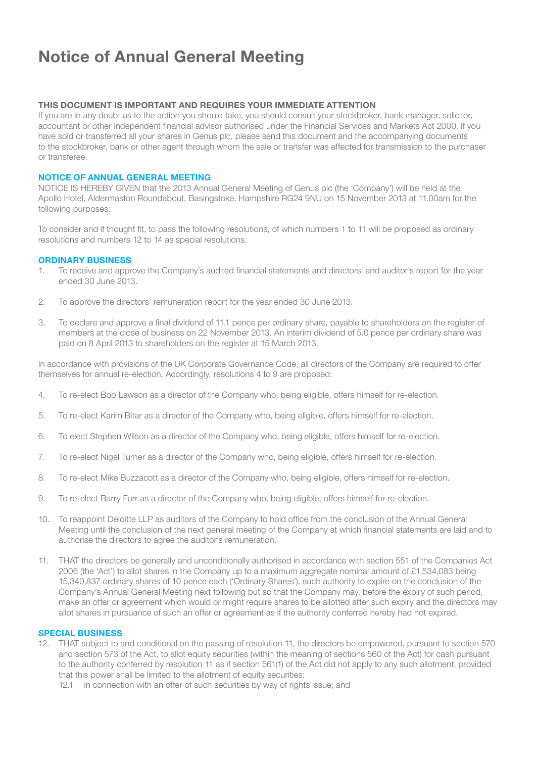# Notice of Annual General Meeting

**THIS DOCUMENT IS IMPORTANT AND REQUIRES YOUR IMMEDIATE ATTENTION**

If you are in any doubt as to the action you should take, you should consult your stockbroker, bank manager, solicitor, accountant or other independent financial advisor authorised under the Financial Services and Markets Act 2000. If you have sold or transferred all your shares in Genus plc, please send this document and the accompanying documents to the stockbroker, bank or other agent through whom the sale or transfer was effected for transmission to the purchaser or transferee.

## NOTICE OF ANNUAL GENERAL MEETING

NOTICE IS HEREBY GIVEN that the 2013 Annual General Meeting of Genus plc (the 'Company') will be held at the Apollo Hotel, Aldermaston Roundabout, Basingstoke, Hampshire RG24 9NU on 15 November 2013 at 11.00am for the following purposes:

To consider and if thought fit, to pass the following resolutions, of which numbers 1 to 11 will be proposed as ordinary resolutions and numbers 12 to 14 as special resolutions.

## ORDINARY BUSINESS

1. To receive and approve the Company's audited financial statements and directors' and auditor's report for the year ended 30 June 2013.

2. To approve the directors' remuneration report for the year ended 30 June 2013.

3. To declare and approve a final dividend of 11.1 pence per ordinary share, payable to shareholders on the register of members at the close of business on 22 November 2013. An interim dividend of 5.0 pence per ordinary share was paid on 8 April 2013 to shareholders on the register at 15 March 2013.

In accordance with provisions of the UK Corporate Governance Code, all directors of the Company are required to offer themselves for annual re-election. Accordingly, resolutions 4 to 9 are proposed:

4. To re-elect Bob Lawson as a director of the Company who, being eligible, offers himself for re-election.

5. To re-elect Karim Bitar as a director of the Company who, being eligible, offers himself for re-election.

6. To elect Stephen Wilson as a director of the Company who, being eligible, offers himself for re-election.

7. To re-elect Nigel Turner as a director of the Company who, being eligible, offers himself for re-election.

8. To re-elect Mike Buzzacott as a director of the Company who, being eligible, offers himself for re-election.

9. To re-elect Barry Furr as a director of the Company who, being eligible, offers himself for re-election.

10. To reappoint Deloitte LLP as auditors of the Company to hold office from the conclusion of the Annual General Meeting until the conclusion of the next general meeting of the Company at which financial statements are laid and to authorise the directors to agree the auditor's remuneration.

11. THAT the directors be generally and unconditionally authorised in accordance with section 551 of the Companies Act 2006 (the 'Act') to allot shares in the Company up to a maximum aggregate nominal amount of £1,534,083 being 15,340,837 ordinary shares of 10 pence each ('Ordinary Shares'), such authority to expire on the conclusion of the Company's Annual General Meeting next following but so that the Company may, before the expiry of such period, make an offer or agreement which would or might require shares to be allotted after such expiry and the directors may allot shares in pursuance of such an offer or agreement as if the authority conferred hereby had not expired.

## SPECIAL BUSINESS

12. THAT subject to and conditional on the passing of resolution 11, the directors be empowered, pursuant to section 570 and section 573 of the Act, to allot equity securities (within the meaning of sections 560 of the Act) for cash pursuant to the authority conferred by resolution 11 as if section 561(1) of the Act did not apply to any such allotment, provided that this power shall be limited to the allotment of equity securities:

    12.1 in connection with an offer of such securities by way of rights issue; and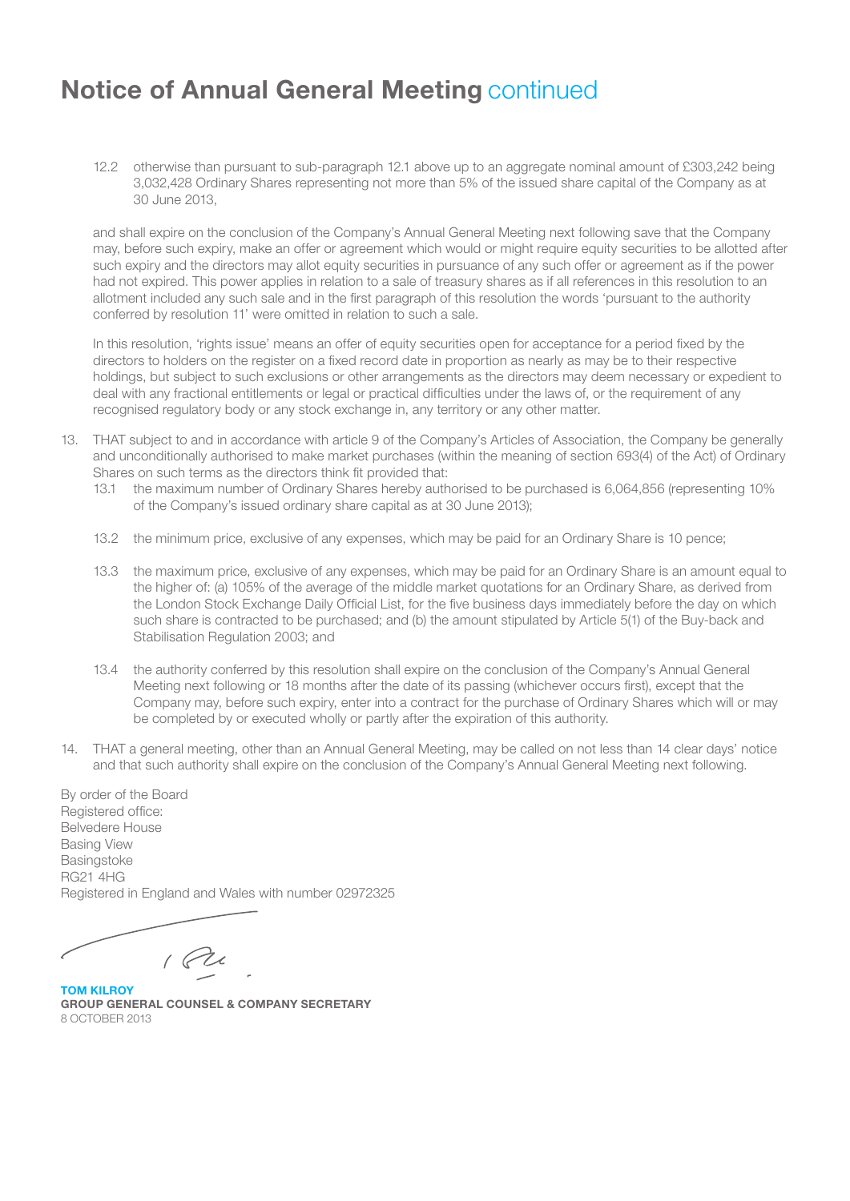# Notice of Annual General Meeting continued

12.2 otherwise than pursuant to sub-paragraph 12.1 above up to an aggregate nominal amount of £303,242 being 3,032,428 Ordinary Shares representing not more than 5% of the issued share capital of the Company as at 30 June 2013,

and shall expire on the conclusion of the Company's Annual General Meeting next following save that the Company may, before such expiry, make an offer or agreement which would or might require equity securities to be allotted after such expiry and the directors may allot equity securities in pursuance of any such offer or agreement as if the power had not expired. This power applies in relation to a sale of treasury shares as if all references in this resolution to an allotment included any such sale and in the first paragraph of this resolution the words 'pursuant to the authority conferred by resolution 11' were omitted in relation to such a sale.

In this resolution, 'rights issue' means an offer of equity securities open for acceptance for a period fixed by the directors to holders on the register on a fixed record date in proportion as nearly as may be to their respective holdings, but subject to such exclusions or other arrangements as the directors may deem necessary or expedient to deal with any fractional entitlements or legal or practical difficulties under the laws of, or the requirement of any recognised regulatory body or any stock exchange in, any territory or any other matter.

13. THAT subject to and in accordance with article 9 of the Company's Articles of Association, the Company be generally and unconditionally authorised to make market purchases (within the meaning of section 693(4) of the Act) of Ordinary Shares on such terms as the directors think fit provided that:

    13.1 the maximum number of Ordinary Shares hereby authorised to be purchased is 6,064,856 (representing 10% of the Company's issued ordinary share capital as at 30 June 2013);

    13.2 the minimum price, exclusive of any expenses, which may be paid for an Ordinary Share is 10 pence;

    13.3 the maximum price, exclusive of any expenses, which may be paid for an Ordinary Share is an amount equal to the higher of: (a) 105% of the average of the middle market quotations for an Ordinary Share, as derived from the London Stock Exchange Daily Official List, for the five business days immediately before the day on which such share is contracted to be purchased; and (b) the amount stipulated by Article 5(1) of the Buy-back and Stabilisation Regulation 2003; and

    13.4 the authority conferred by this resolution shall expire on the conclusion of the Company's Annual General Meeting next following or 18 months after the date of its passing (whichever occurs first), except that the Company may, before such expiry, enter into a contract for the purchase of Ordinary Shares which will or may be completed by or executed wholly or partly after the expiration of this authority.

14. THAT a general meeting, other than an Annual General Meeting, may be called on not less than 14 clear days' notice and that such authority shall expire on the conclusion of the Company's Annual General Meeting next following.

By order of the Board
Registered office:
Belvedere House
Basing View
Basingstoke
RG21 4HG
Registered in England and Wales with number 02972325

**TOM KILROY**
**GROUP GENERAL COUNSEL & COMPANY SECRETARY**
8 OCTOBER 2013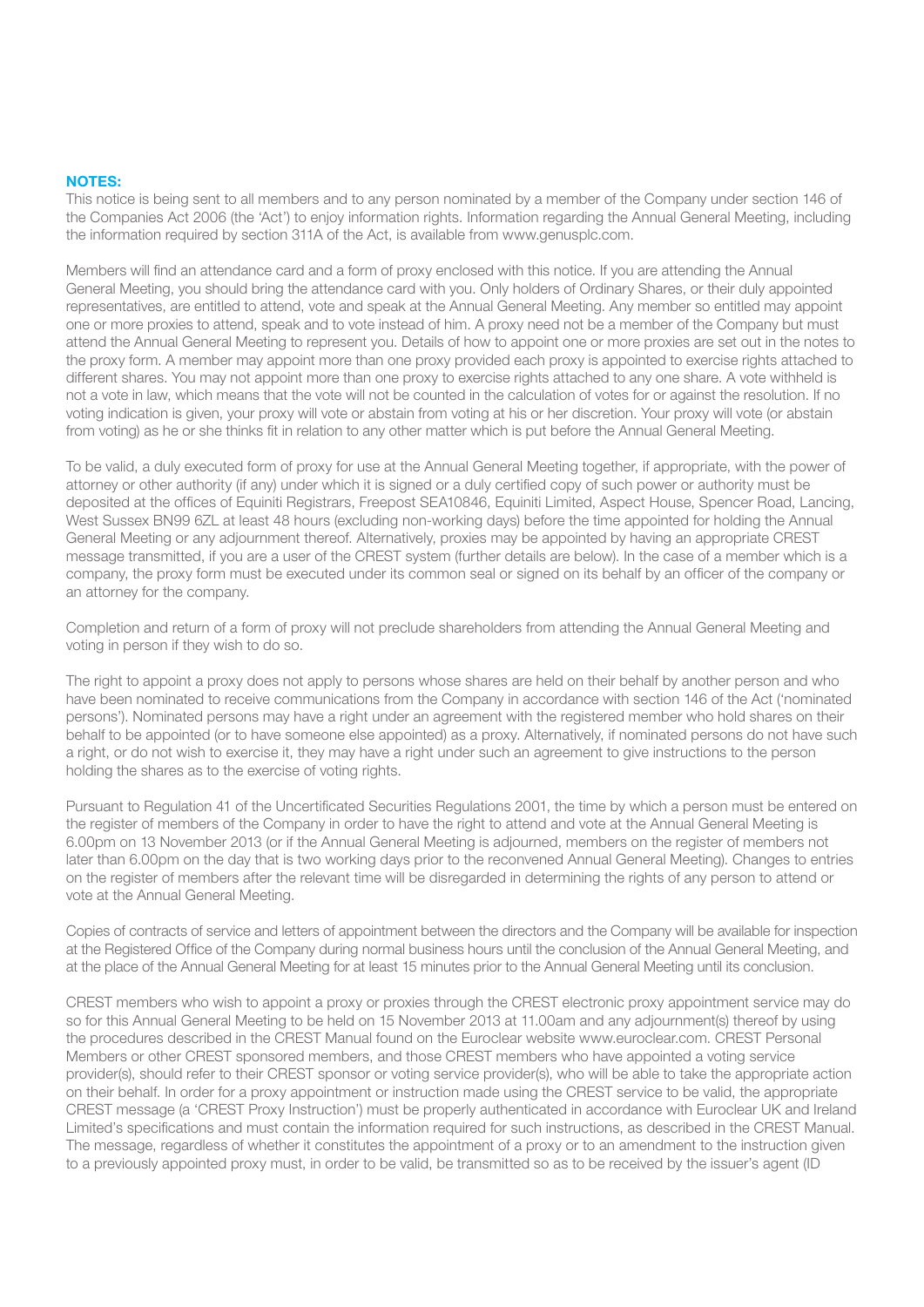**NOTES:**

This notice is being sent to all members and to any person nominated by a member of the Company under section 146 of the Companies Act 2006 (the 'Act') to enjoy information rights. Information regarding the Annual General Meeting, including the information required by section 311A of the Act, is available from www.genusplc.com.

Members will find an attendance card and a form of proxy enclosed with this notice. If you are attending the Annual General Meeting, you should bring the attendance card with you. Only holders of Ordinary Shares, or their duly appointed representatives, are entitled to attend, vote and speak at the Annual General Meeting. Any member so entitled may appoint one or more proxies to attend, speak and to vote instead of him. A proxy need not be a member of the Company but must attend the Annual General Meeting to represent you. Details of how to appoint one or more proxies are set out in the notes to the proxy form. A member may appoint more than one proxy provided each proxy is appointed to exercise rights attached to different shares. You may not appoint more than one proxy to exercise rights attached to any one share. A vote withheld is not a vote in law, which means that the vote will not be counted in the calculation of votes for or against the resolution. If no voting indication is given, your proxy will vote or abstain from voting at his or her discretion. Your proxy will vote (or abstain from voting) as he or she thinks fit in relation to any other matter which is put before the Annual General Meeting.

To be valid, a duly executed form of proxy for use at the Annual General Meeting together, if appropriate, with the power of attorney or other authority (if any) under which it is signed or a duly certified copy of such power or authority must be deposited at the offices of Equiniti Registrars, Freepost SEA10846, Equiniti Limited, Aspect House, Spencer Road, Lancing, West Sussex BN99 6ZL at least 48 hours (excluding non-working days) before the time appointed for holding the Annual General Meeting or any adjournment thereof. Alternatively, proxies may be appointed by having an appropriate CREST message transmitted, if you are a user of the CREST system (further details are below). In the case of a member which is a company, the proxy form must be executed under its common seal or signed on its behalf by an officer of the company or an attorney for the company.

Completion and return of a form of proxy will not preclude shareholders from attending the Annual General Meeting and voting in person if they wish to do so.

The right to appoint a proxy does not apply to persons whose shares are held on their behalf by another person and who have been nominated to receive communications from the Company in accordance with section 146 of the Act ('nominated persons'). Nominated persons may have a right under an agreement with the registered member who hold shares on their behalf to be appointed (or to have someone else appointed) as a proxy. Alternatively, if nominated persons do not have such a right, or do not wish to exercise it, they may have a right under such an agreement to give instructions to the person holding the shares as to the exercise of voting rights.

Pursuant to Regulation 41 of the Uncertificated Securities Regulations 2001, the time by which a person must be entered on the register of members of the Company in order to have the right to attend and vote at the Annual General Meeting is 6.00pm on 13 November 2013 (or if the Annual General Meeting is adjourned, members on the register of members not later than 6.00pm on the day that is two working days prior to the reconvened Annual General Meeting). Changes to entries on the register of members after the relevant time will be disregarded in determining the rights of any person to attend or vote at the Annual General Meeting.

Copies of contracts of service and letters of appointment between the directors and the Company will be available for inspection at the Registered Office of the Company during normal business hours until the conclusion of the Annual General Meeting, and at the place of the Annual General Meeting for at least 15 minutes prior to the Annual General Meeting until its conclusion.

CREST members who wish to appoint a proxy or proxies through the CREST electronic proxy appointment service may do so for this Annual General Meeting to be held on 15 November 2013 at 11.00am and any adjournment(s) thereof by using the procedures described in the CREST Manual found on the Euroclear website www.euroclear.com. CREST Personal Members or other CREST sponsored members, and those CREST members who have appointed a voting service provider(s), should refer to their CREST sponsor or voting service provider(s), who will be able to take the appropriate action on their behalf. In order for a proxy appointment or instruction made using the CREST service to be valid, the appropriate CREST message (a 'CREST Proxy Instruction') must be properly authenticated in accordance with Euroclear UK and Ireland Limited's specifications and must contain the information required for such instructions, as described in the CREST Manual. The message, regardless of whether it constitutes the appointment of a proxy or to an amendment to the instruction given to a previously appointed proxy must, in order to be valid, be transmitted so as to be received by the issuer's agent (ID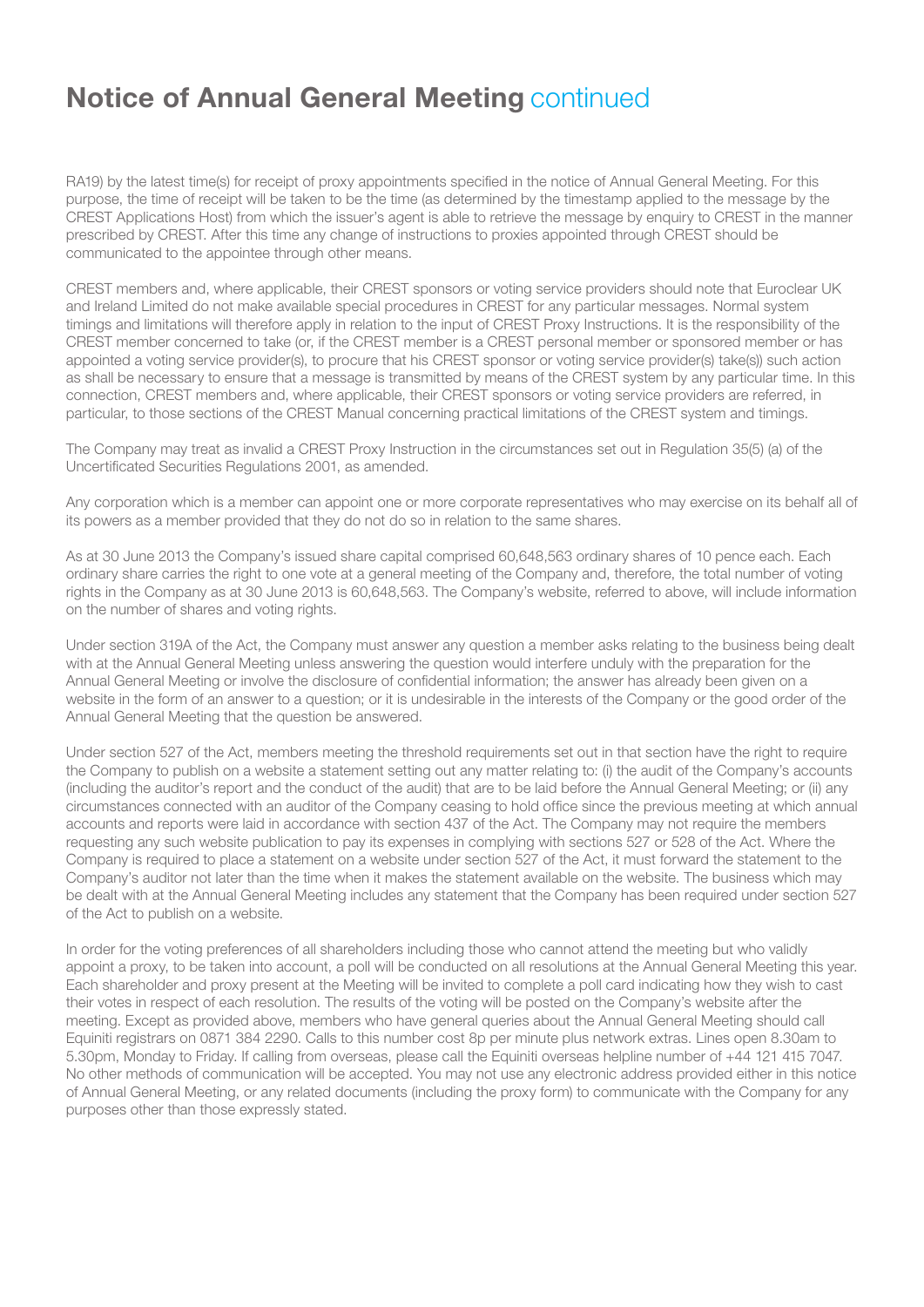# Notice of Annual General Meeting continued

RA19) by the latest time(s) for receipt of proxy appointments specified in the notice of Annual General Meeting. For this purpose, the time of receipt will be taken to be the time (as determined by the timestamp applied to the message by the CREST Applications Host) from which the issuer's agent is able to retrieve the message by enquiry to CREST in the manner prescribed by CREST. After this time any change of instructions to proxies appointed through CREST should be communicated to the appointee through other means.

CREST members and, where applicable, their CREST sponsors or voting service providers should note that Euroclear UK and Ireland Limited do not make available special procedures in CREST for any particular messages. Normal system timings and limitations will therefore apply in relation to the input of CREST Proxy Instructions. It is the responsibility of the CREST member concerned to take (or, if the CREST member is a CREST personal member or sponsored member or has appointed a voting service provider(s), to procure that his CREST sponsor or voting service provider(s) take(s)) such action as shall be necessary to ensure that a message is transmitted by means of the CREST system by any particular time. In this connection, CREST members and, where applicable, their CREST sponsors or voting service providers are referred, in particular, to those sections of the CREST Manual concerning practical limitations of the CREST system and timings.

The Company may treat as invalid a CREST Proxy Instruction in the circumstances set out in Regulation 35(5) (a) of the Uncertificated Securities Regulations 2001, as amended.

Any corporation which is a member can appoint one or more corporate representatives who may exercise on its behalf all of its powers as a member provided that they do not do so in relation to the same shares.

As at 30 June 2013 the Company's issued share capital comprised 60,648,563 ordinary shares of 10 pence each. Each ordinary share carries the right to one vote at a general meeting of the Company and, therefore, the total number of voting rights in the Company as at 30 June 2013 is 60,648,563. The Company's website, referred to above, will include information on the number of shares and voting rights.

Under section 319A of the Act, the Company must answer any question a member asks relating to the business being dealt with at the Annual General Meeting unless answering the question would interfere unduly with the preparation for the Annual General Meeting or involve the disclosure of confidential information; the answer has already been given on a website in the form of an answer to a question; or it is undesirable in the interests of the Company or the good order of the Annual General Meeting that the question be answered.

Under section 527 of the Act, members meeting the threshold requirements set out in that section have the right to require the Company to publish on a website a statement setting out any matter relating to: (i) the audit of the Company's accounts (including the auditor's report and the conduct of the audit) that are to be laid before the Annual General Meeting; or (ii) any circumstances connected with an auditor of the Company ceasing to hold office since the previous meeting at which annual accounts and reports were laid in accordance with section 437 of the Act. The Company may not require the members requesting any such website publication to pay its expenses in complying with sections 527 or 528 of the Act. Where the Company is required to place a statement on a website under section 527 of the Act, it must forward the statement to the Company's auditor not later than the time when it makes the statement available on the website. The business which may be dealt with at the Annual General Meeting includes any statement that the Company has been required under section 527 of the Act to publish on a website.

In order for the voting preferences of all shareholders including those who cannot attend the meeting but who validly appoint a proxy, to be taken into account, a poll will be conducted on all resolutions at the Annual General Meeting this year. Each shareholder and proxy present at the Meeting will be invited to complete a poll card indicating how they wish to cast their votes in respect of each resolution. The results of the voting will be posted on the Company's website after the meeting. Except as provided above, members who have general queries about the Annual General Meeting should call Equiniti registrars on 0871 384 2290. Calls to this number cost 8p per minute plus network extras. Lines open 8.30am to 5.30pm, Monday to Friday. If calling from overseas, please call the Equiniti overseas helpline number of +44 121 415 7047. No other methods of communication will be accepted. You may not use any electronic address provided either in this notice of Annual General Meeting, or any related documents (including the proxy form) to communicate with the Company for any purposes other than those expressly stated.